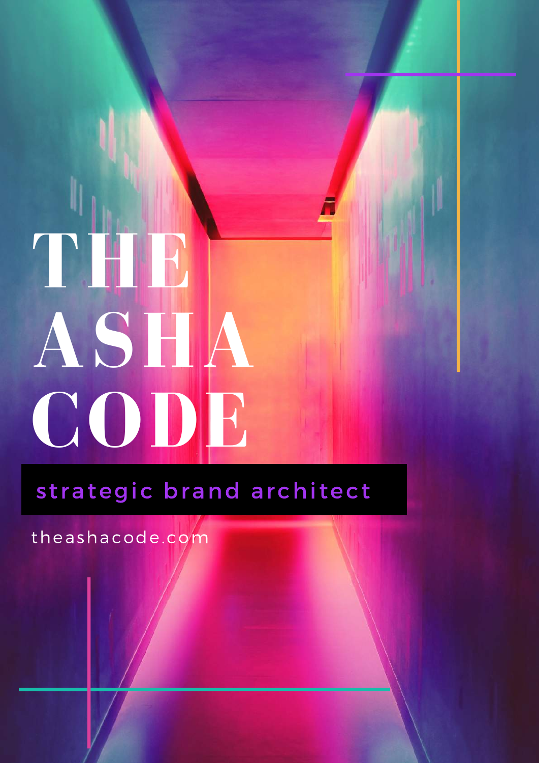# THE ASHA CODE

strategic brand architect

theashacode.com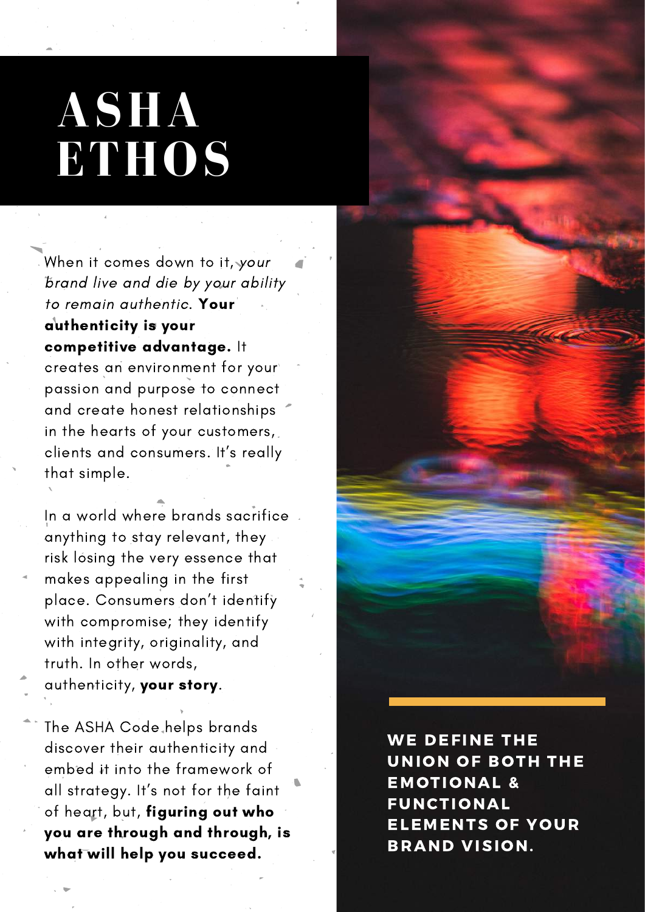# ASHA ETHOS

When it comes down to it, *your brand live and die by your ability to remain authentic.* **Your authenticity is your competitive advantage.** It creates an environment for your passion and purpose to connect and create honest relationships in the hearts of your customers, clients and consumers. It's really that simple.

In a world where brands sacrifice anything to stay relevant, they risk losing the very essence that makes appealing in the first place. Consumers don't identify with compromise; they identify with integrity, originality, and truth. In other words, authenticity, **your story**.

The ASHA Code helps brands discover their authenticity and embed it into the framework of all strategy. It's not for the faint of heart, but, **figuring out who you are through and through, is what will help you succeed.**

**WE DEFINE THE UNION OF BOTH THE EMOTIONAL & FUNCTIONAL ELEMENTS OF YOUR BRAND VISION.**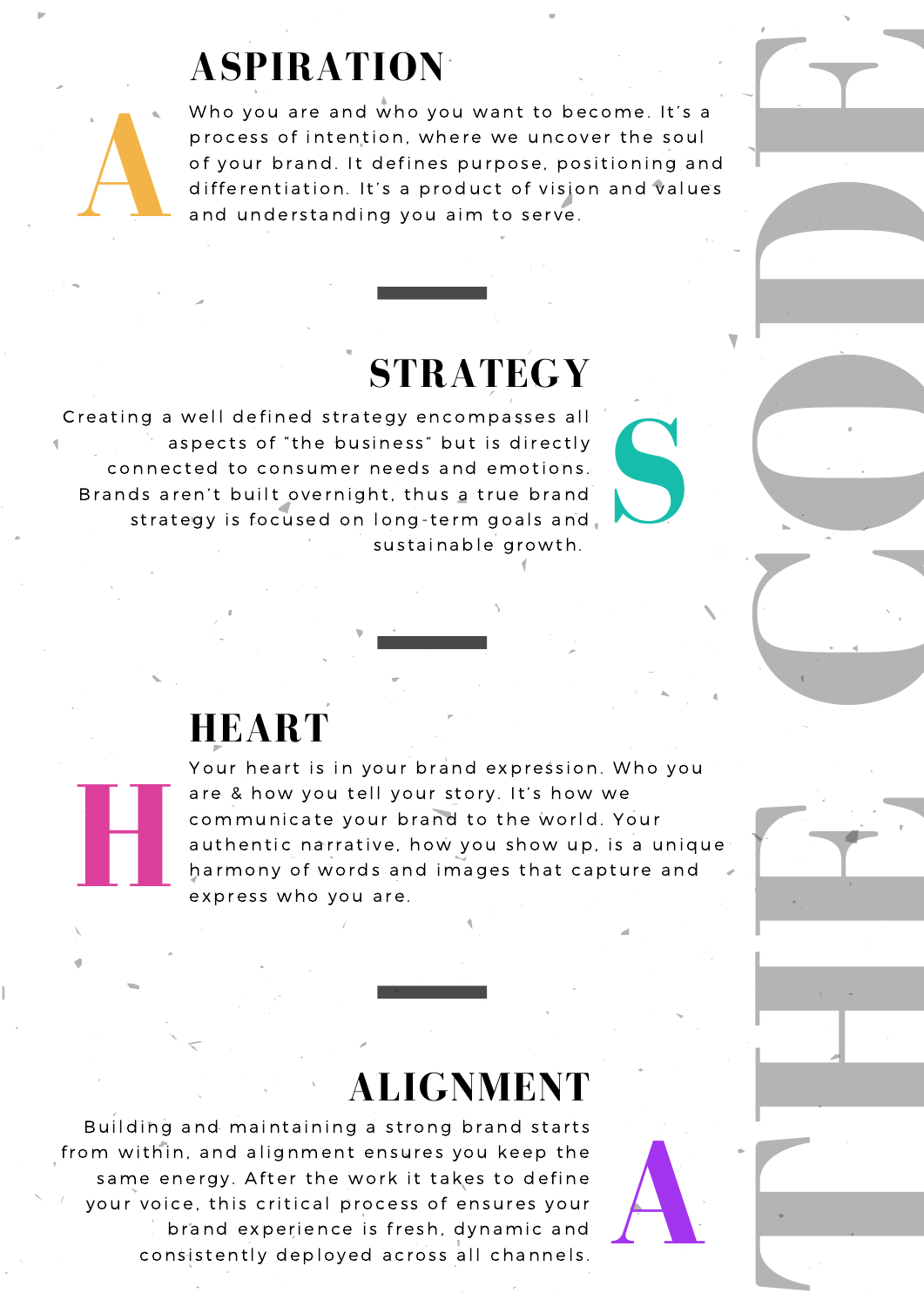# THE CODE

## ASPIRATION

Who you are and who you want to become. It's a process of intention, where we uncover the soul of your brand. It defines purpose, positioning and differentiation. It's a product of vision and values and understanding you aim to serve.

---

## STRATEGY

Creating a well defined strategy encompasses all aspects of "the business" but is directly connected to consumer needs and emotions. Brands aren't built overnight, thus a true brand strategy is focused on long-term goals and sustainable growth.

---

## HEART

Your heart is in your brand expression. Who you are & how you tell your story. It's how we communicate your brand to the world. Your authentic narrative, how you show up, is a unique harmony of words and images that capture and express who you are.

---

## ALIGNMENT

Building and maintaining a strong brand starts from within, and alignment ensures you keep the same energy. After the work it takes to define your voice, this critical process of ensures your brand experience is fresh, dynamic and consistently deployed across all channels.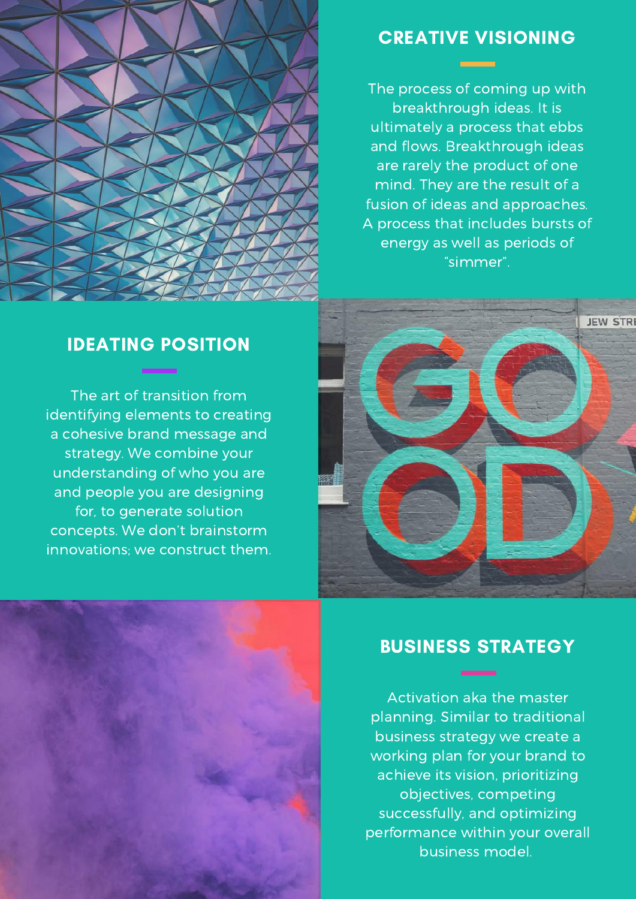## CREATIVE VISIONING

The process of coming up with breakthrough ideas. It is ultimately a process that ebbs and flows. Breakthrough ideas are rarely the product of one mind. They are the result of a fusion of ideas and approaches. A process that includes bursts of energy as well as periods of "simmer".

## IDEATING POSITION

The art of transition from identifying elements to creating a cohesive brand message and strategy. We combine your understanding of who you are and people you are designing for, to generate solution concepts. We don't brainstorm innovations; we construct them.

## BUSINESS STRATEGY

Activation aka the master planning. Similar to traditional business strategy we create a working plan for your brand to achieve its vision, prioritizing objectives, competing successfully, and optimizing performance within your overall business model.